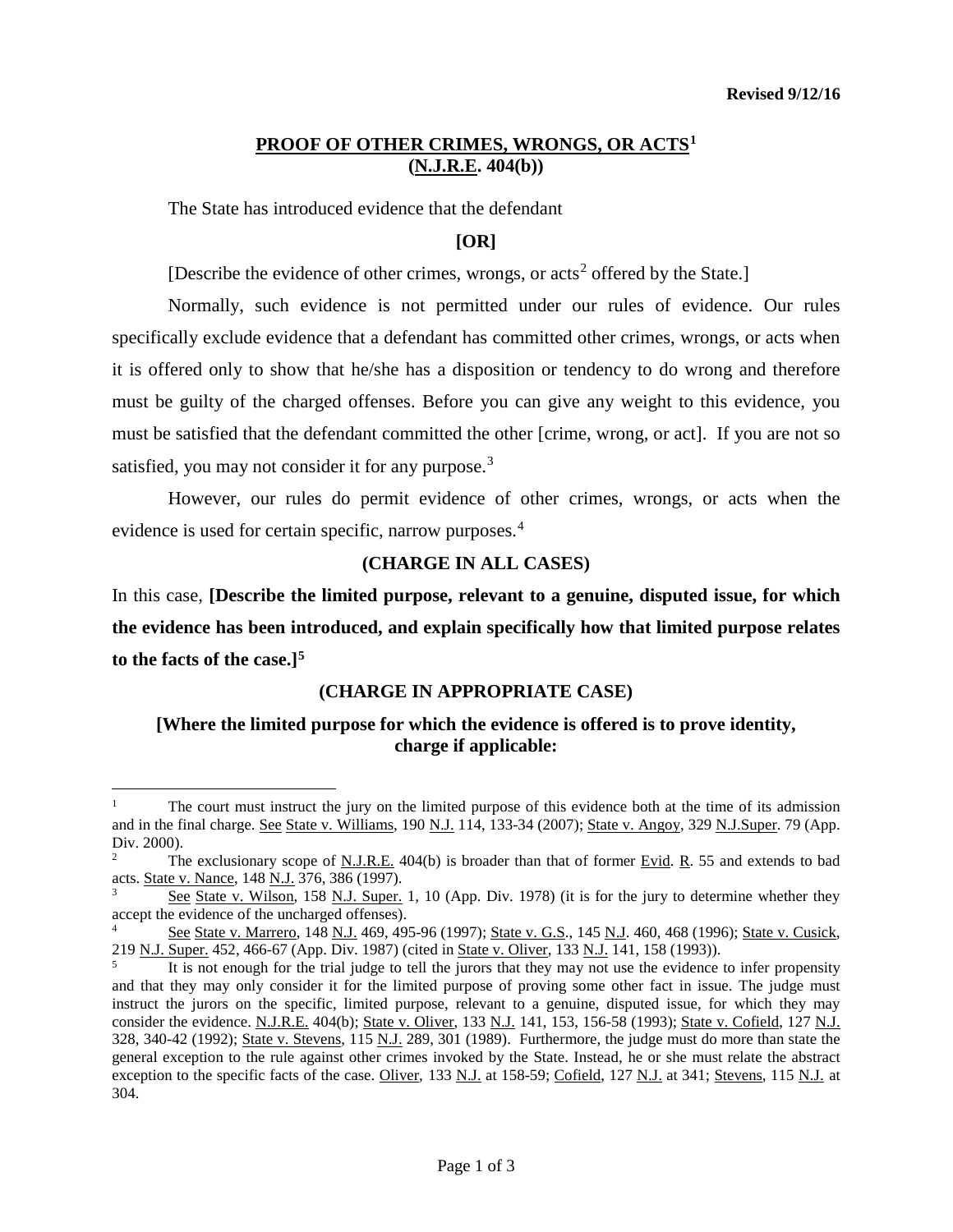Revised 9/12/16

## PROOF OF OTHER CRIMES, WRONGS, OR ACTS[1] (N.J.R.E. 404(b))

The State has introduced evidence that the defendant

**[OR]**

[Describe the evidence of other crimes, wrongs, or acts[2] offered by the State.]

Normally, such evidence is not permitted under our rules of evidence. Our rules specifically exclude evidence that a defendant has committed other crimes, wrongs, or acts when it is offered only to show that he/she has a disposition or tendency to do wrong and therefore must be guilty of the charged offenses. Before you can give any weight to this evidence, you must be satisfied that the defendant committed the other [crime, wrong, or act]. If you are not so satisfied, you may not consider it for any purpose.[3]

However, our rules do permit evidence of other crimes, wrongs, or acts when the evidence is used for certain specific, narrow purposes.[4]

### (CHARGE IN ALL CASES)

In this case, **[Describe the limited purpose, relevant to a genuine, disputed issue, for which the evidence has been introduced, and explain specifically how that limited purpose relates to the facts of the case.]**[5]

### (CHARGE IN APPROPRIATE CASE)

**[Where the limited purpose for which the evidence is offered is to prove identity, charge if applicable:**

---

[1] The court must instruct the jury on the limited purpose of this evidence both at the time of its admission and in the final charge. See State v. Williams, 190 N.J. 114, 133-34 (2007); State v. Angoy, 329 N.J.Super. 79 (App. Div. 2000).

[2] The exclusionary scope of N.J.R.E. 404(b) is broader than that of former Evid. R. 55 and extends to bad acts. State v. Nance, 148 N.J. 376, 386 (1997).

[3] See State v. Wilson, 158 N.J. Super. 1, 10 (App. Div. 1978) (it is for the jury to determine whether they accept the evidence of the uncharged offenses).

[4] See State v. Marrero, 148 N.J. 469, 495-96 (1997); State v. G.S., 145 N.J. 460, 468 (1996); State v. Cusick, 219 N.J. Super. 452, 466-67 (App. Div. 1987) (cited in State v. Oliver, 133 N.J. 141, 158 (1993)).

[5] It is not enough for the trial judge to tell the jurors that they may not use the evidence to infer propensity and that they may only consider it for the limited purpose of proving some other fact in issue. The judge must instruct the jurors on the specific, limited purpose, relevant to a genuine, disputed issue, for which they may consider the evidence. N.J.R.E. 404(b); State v. Oliver, 133 N.J. 141, 153, 156-58 (1993); State v. Cofield, 127 N.J. 328, 340-42 (1992); State v. Stevens, 115 N.J. 289, 301 (1989). Furthermore, the judge must do more than state the general exception to the rule against other crimes invoked by the State. Instead, he or she must relate the abstract exception to the specific facts of the case. Oliver, 133 N.J. at 158-59; Cofield, 127 N.J. at 341; Stevens, 115 N.J. at 304.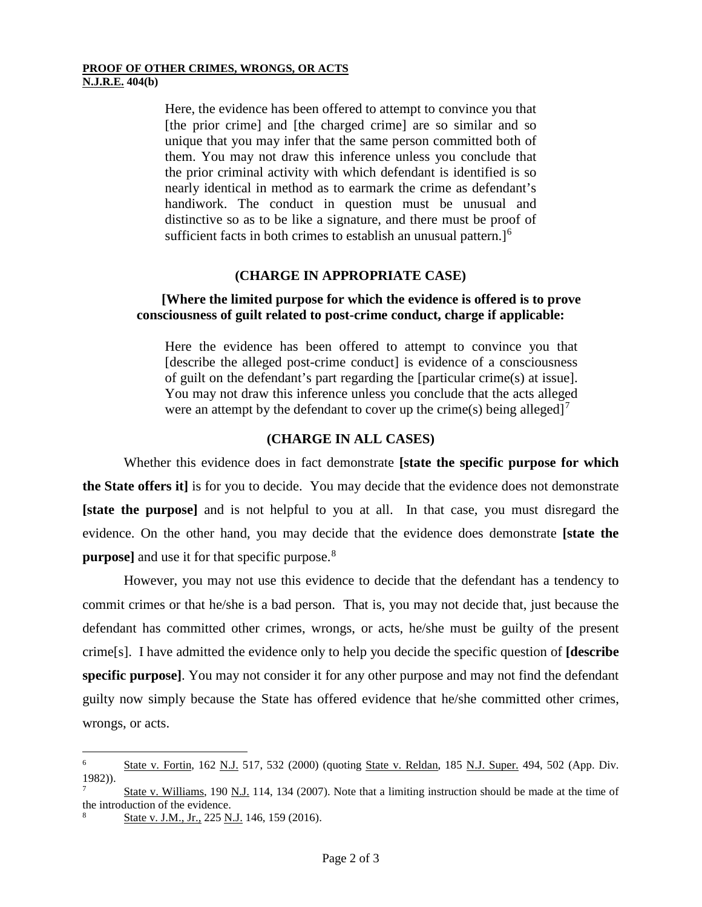Here, the evidence has been offered to attempt to convince you that [the prior crime] and [the charged crime] are so similar and so unique that you may infer that the same person committed both of them. You may not draw this inference unless you conclude that the prior criminal activity with which defendant is identified is so nearly identical in method as to earmark the crime as defendant's handiwork. The conduct in question must be unusual and distinctive so as to be like a signature, and there must be proof of sufficient facts in both crimes to establish an unusual pattern.][6]

**(CHARGE IN APPROPRIATE CASE)**

**[Where the limited purpose for which the evidence is offered is to prove consciousness of guilt related to post-crime conduct, charge if applicable:**

Here the evidence has been offered to attempt to convince you that [describe the alleged post-crime conduct] is evidence of a consciousness of guilt on the defendant's part regarding the [particular crime(s) at issue]. You may not draw this inference unless you conclude that the acts alleged were an attempt by the defendant to cover up the crime(s) being alleged][7]

**(CHARGE IN ALL CASES)**

Whether this evidence does in fact demonstrate **[state the specific purpose for which the State offers it]** is for you to decide. You may decide that the evidence does not demonstrate **[state the purpose]** and is not helpful to you at all. In that case, you must disregard the evidence. On the other hand, you may decide that the evidence does demonstrate **[state the purpose]** and use it for that specific purpose.[8]

However, you may not use this evidence to decide that the defendant has a tendency to commit crimes or that he/she is a bad person. That is, you may not decide that, just because the defendant has committed other crimes, wrongs, or acts, he/she must be guilty of the present crime[s]. I have admitted the evidence only to help you decide the specific question of **[describe specific purpose]**. You may not consider it for any other purpose and may not find the defendant guilty now simply because the State has offered evidence that he/she committed other crimes, wrongs, or acts.

---

[6] State v. Fortin, 162 N.J. 517, 532 (2000) (quoting State v. Reldan, 185 N.J. Super. 494, 502 (App. Div. 1982)).

[7] State v. Williams, 190 N.J. 114, 134 (2007). Note that a limiting instruction should be made at the time of the introduction of the evidence.

[8] State v. J.M., Jr., 225 N.J. 146, 159 (2016).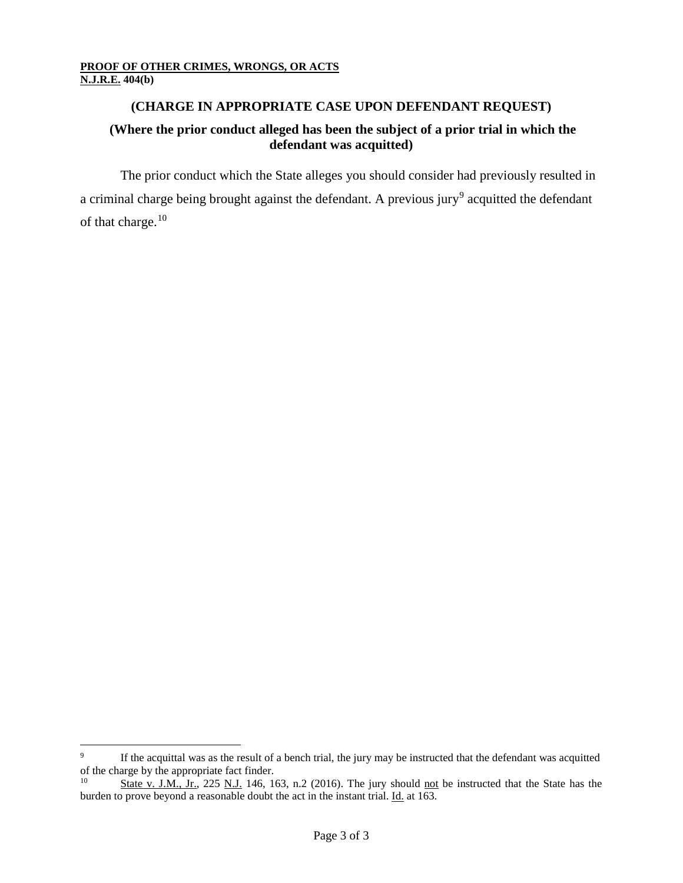**PROOF OF OTHER CRIMES, WRONGS, OR ACTS**
**N.J.R.E. 404(b)**

## (CHARGE IN APPROPRIATE CASE UPON DEFENDANT REQUEST)

### (Where the prior conduct alleged has been the subject of a prior trial in which the defendant was acquitted)

The prior conduct which the State alleges you should consider had previously resulted in a criminal charge being brought against the defendant. A previous jury[9] acquitted the defendant of that charge.[10]

---

[9] If the acquittal was as the result of a bench trial, the jury may be instructed that the defendant was acquitted of the charge by the appropriate fact finder.

[10] State v. J.M., Jr., 225 N.J. 146, 163, n.2 (2016). The jury should not be instructed that the State has the burden to prove beyond a reasonable doubt the act in the instant trial. Id. at 163.